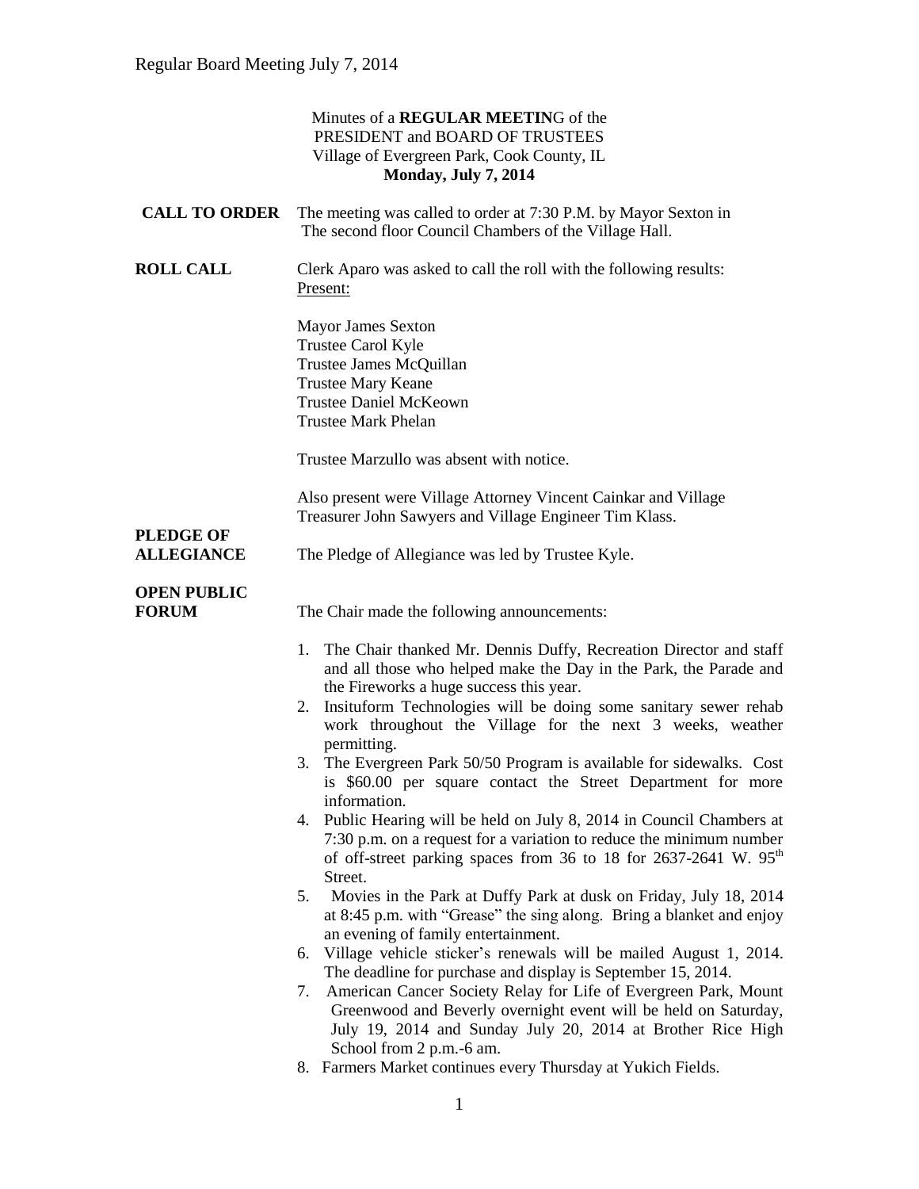Minutes of a **REGULAR MEETIN**G of the
PRESIDENT and BOARD OF TRUSTEES
Village of Evergreen Park, Cook County, IL
**Monday, July 7, 2014**

**CALL TO ORDER** The meeting was called to order at 7:30 P.M. by Mayor Sexton in The second floor Council Chambers of the Village Hall.

**ROLL CALL** Clerk Aparo was asked to call the roll with the following results:

Present:

Mayor James Sexton
Trustee Carol Kyle
Trustee James McQuillan
Trustee Mary Keane
Trustee Daniel McKeown
Trustee Mark Phelan

Trustee Marzullo was absent with notice.

Also present were Village Attorney Vincent Cainkar and Village Treasurer John Sawyers and Village Engineer Tim Klass.

**PLEDGE OF ALLEGIANCE** The Pledge of Allegiance was led by Trustee Kyle.

**OPEN PUBLIC FORUM** The Chair made the following announcements:

1. The Chair thanked Mr. Dennis Duffy, Recreation Director and staff and all those who helped make the Day in the Park, the Parade and the Fireworks a huge success this year.
2. Insituform Technologies will be doing some sanitary sewer rehab work throughout the Village for the next 3 weeks, weather permitting.
3. The Evergreen Park 50/50 Program is available for sidewalks. Cost is $60.00 per square contact the Street Department for more information.
4. Public Hearing will be held on July 8, 2014 in Council Chambers at 7:30 p.m. on a request for a variation to reduce the minimum number of off-street parking spaces from 36 to 18 for 2637-2641 W. 95th Street.
5. Movies in the Park at Duffy Park at dusk on Friday, July 18, 2014 at 8:45 p.m. with "Grease" the sing along. Bring a blanket and enjoy an evening of family entertainment.
6. Village vehicle sticker's renewals will be mailed August 1, 2014. The deadline for purchase and display is September 15, 2014.
7. American Cancer Society Relay for Life of Evergreen Park, Mount Greenwood and Beverly overnight event will be held on Saturday, July 19, 2014 and Sunday July 20, 2014 at Brother Rice High School from 2 p.m.-6 am.
8. Farmers Market continues every Thursday at Yukich Fields.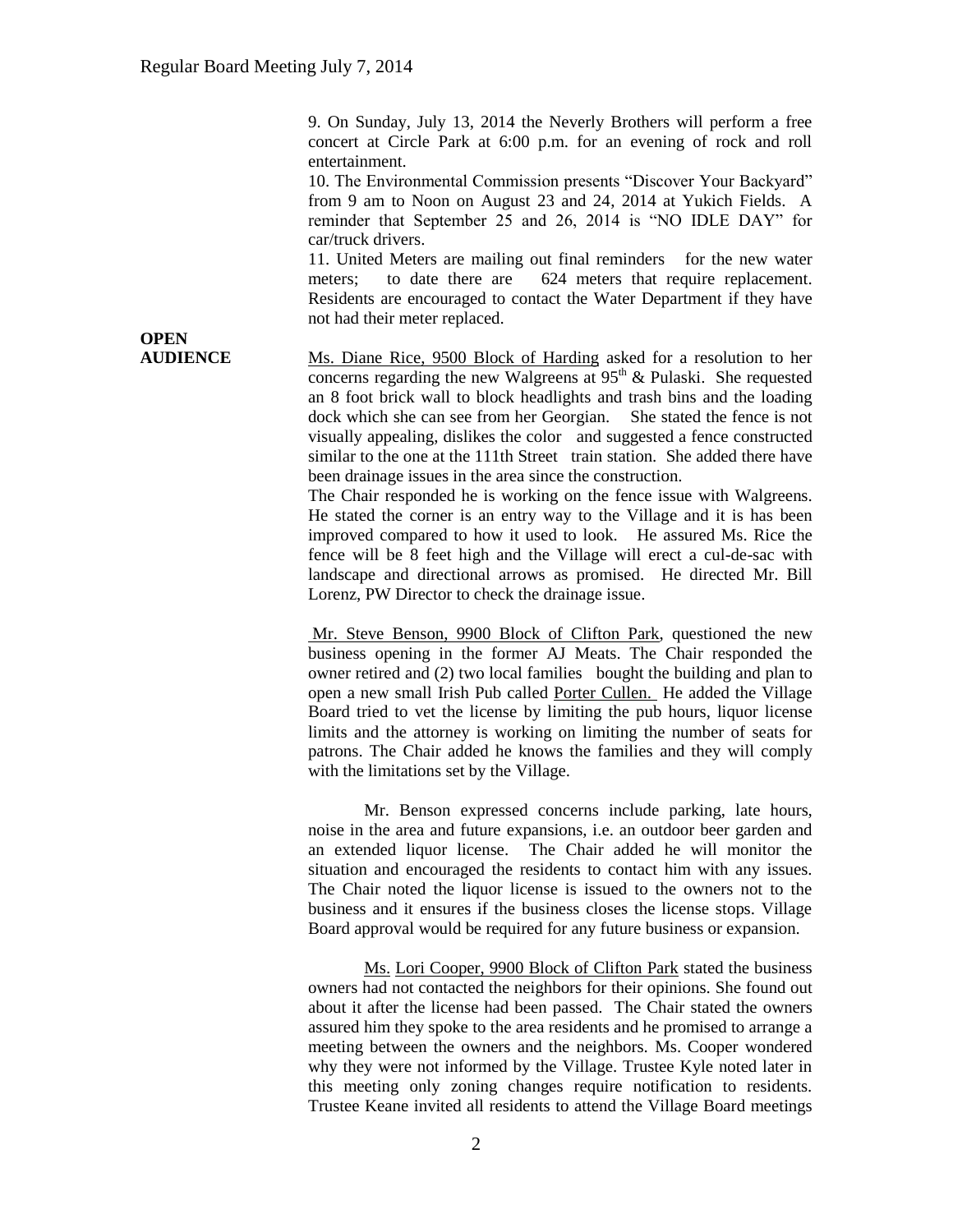9. On Sunday, July 13, 2014 the Neverly Brothers will perform a free concert at Circle Park at 6:00 p.m. for an evening of rock and roll entertainment.

10. The Environmental Commission presents "Discover Your Backyard" from 9 am to Noon on August 23 and 24, 2014 at Yukich Fields. A reminder that September 25 and 26, 2014 is "NO IDLE DAY" for car/truck drivers.

11. United Meters are mailing out final reminders for the new water meters; to date there are 624 meters that require replacement. Residents are encouraged to contact the Water Department if they have not had their meter replaced.

**OPEN AUDIENCE**

Ms. Diane Rice, 9500 Block of Harding asked for a resolution to her concerns regarding the new Walgreens at 95th & Pulaski. She requested an 8 foot brick wall to block headlights and trash bins and the loading dock which she can see from her Georgian. She stated the fence is not visually appealing, dislikes the color and suggested a fence constructed similar to the one at the 111th Street train station. She added there have been drainage issues in the area since the construction.

The Chair responded he is working on the fence issue with Walgreens. He stated the corner is an entry way to the Village and it is has been improved compared to how it used to look. He assured Ms. Rice the fence will be 8 feet high and the Village will erect a cul-de-sac with landscape and directional arrows as promised. He directed Mr. Bill Lorenz, PW Director to check the drainage issue.

Mr. Steve Benson, 9900 Block of Clifton Park, questioned the new business opening in the former AJ Meats. The Chair responded the owner retired and (2) two local families bought the building and plan to open a new small Irish Pub called Porter Cullen. He added the Village Board tried to vet the license by limiting the pub hours, liquor license limits and the attorney is working on limiting the number of seats for patrons. The Chair added he knows the families and they will comply with the limitations set by the Village.

Mr. Benson expressed concerns include parking, late hours, noise in the area and future expansions, i.e. an outdoor beer garden and an extended liquor license. The Chair added he will monitor the situation and encouraged the residents to contact him with any issues. The Chair noted the liquor license is issued to the owners not to the business and it ensures if the business closes the license stops. Village Board approval would be required for any future business or expansion.

Ms. Lori Cooper, 9900 Block of Clifton Park stated the business owners had not contacted the neighbors for their opinions. She found out about it after the license had been passed. The Chair stated the owners assured him they spoke to the area residents and he promised to arrange a meeting between the owners and the neighbors. Ms. Cooper wondered why they were not informed by the Village. Trustee Kyle noted later in this meeting only zoning changes require notification to residents. Trustee Keane invited all residents to attend the Village Board meetings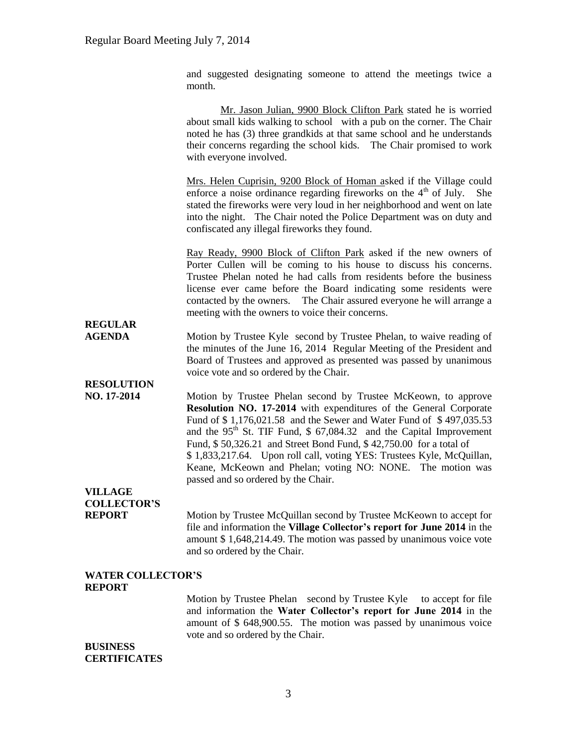and suggested designating someone to attend the meetings twice a month.

Mr. Jason Julian, 9900 Block Clifton Park stated he is worried about small kids walking to school with a pub on the corner. The Chair noted he has (3) three grandkids at that same school and he understands their concerns regarding the school kids. The Chair promised to work with everyone involved.

Mrs. Helen Cuprisin, 9200 Block of Homan asked if the Village could enforce a noise ordinance regarding fireworks on the 4th of July. She stated the fireworks were very loud in her neighborhood and went on late into the night. The Chair noted the Police Department was on duty and confiscated any illegal fireworks they found.

Ray Ready, 9900 Block of Clifton Park asked if the new owners of Porter Cullen will be coming to his house to discuss his concerns. Trustee Phelan noted he had calls from residents before the business license ever came before the Board indicating some residents were contacted by the owners. The Chair assured everyone he will arrange a meeting with the owners to voice their concerns.

**REGULAR AGENDA**

Motion by Trustee Kyle second by Trustee Phelan, to waive reading of the minutes of the June 16, 2014 Regular Meeting of the President and Board of Trustees and approved as presented was passed by unanimous voice vote and so ordered by the Chair.

**RESOLUTION NO. 17-2014**

Motion by Trustee Phelan second by Trustee McKeown, to approve **Resolution NO. 17-2014** with expenditures of the General Corporate Fund of $ 1,176,021.58 and the Sewer and Water Fund of $ 497,035.53 and the 95th St. TIF Fund, $ 67,084.32 and the Capital Improvement Fund, $ 50,326.21 and Street Bond Fund, $ 42,750.00 for a total of $ 1,833,217.64. Upon roll call, voting YES: Trustees Kyle, McQuillan, Keane, McKeown and Phelan; voting NO: NONE. The motion was passed and so ordered by the Chair.

**VILLAGE COLLECTOR'S REPORT**

Motion by Trustee McQuillan second by Trustee McKeown to accept for file and information the **Village Collector's report for June 2014** in the amount $ 1,648,214.49. The motion was passed by unanimous voice vote and so ordered by the Chair.

**WATER COLLECTOR'S REPORT**

Motion by Trustee Phelan second by Trustee Kyle to accept for file and information the **Water Collector's report for June 2014** in the amount of $ 648,900.55. The motion was passed by unanimous voice vote and so ordered by the Chair.

**BUSINESS CERTIFICATES**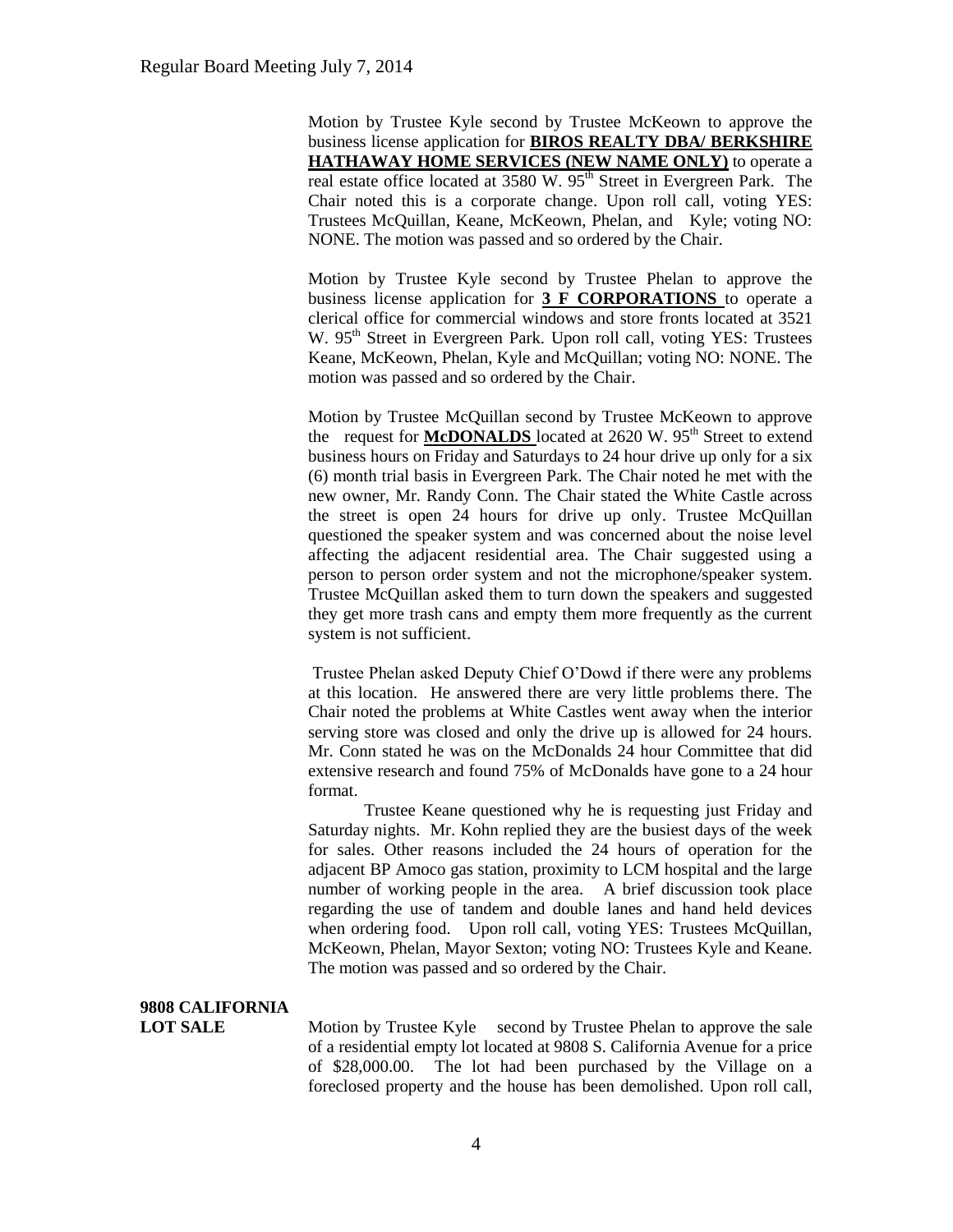Motion by Trustee Kyle second by Trustee McKeown to approve the business license application for **BIROS REALTY DBA/ BERKSHIRE HATHAWAY HOME SERVICES (NEW NAME ONLY)** to operate a real estate office located at 3580 W. 95th Street in Evergreen Park. The Chair noted this is a corporate change. Upon roll call, voting YES: Trustees McQuillan, Keane, McKeown, Phelan, and Kyle; voting NO: NONE. The motion was passed and so ordered by the Chair.

Motion by Trustee Kyle second by Trustee Phelan to approve the business license application for **3 F CORPORATIONS** to operate a clerical office for commercial windows and store fronts located at 3521 W. 95th Street in Evergreen Park. Upon roll call, voting YES: Trustees Keane, McKeown, Phelan, Kyle and McQuillan; voting NO: NONE. The motion was passed and so ordered by the Chair.

Motion by Trustee McQuillan second by Trustee McKeown to approve the request for **McDONALDS** located at 2620 W. 95th Street to extend business hours on Friday and Saturdays to 24 hour drive up only for a six (6) month trial basis in Evergreen Park. The Chair noted he met with the new owner, Mr. Randy Conn. The Chair stated the White Castle across the street is open 24 hours for drive up only. Trustee McQuillan questioned the speaker system and was concerned about the noise level affecting the adjacent residential area. The Chair suggested using a person to person order system and not the microphone/speaker system. Trustee McQuillan asked them to turn down the speakers and suggested they get more trash cans and empty them more frequently as the current system is not sufficient.

Trustee Phelan asked Deputy Chief O'Dowd if there were any problems at this location. He answered there are very little problems there. The Chair noted the problems at White Castles went away when the interior serving store was closed and only the drive up is allowed for 24 hours. Mr. Conn stated he was on the McDonalds 24 hour Committee that did extensive research and found 75% of McDonalds have gone to a 24 hour format.

Trustee Keane questioned why he is requesting just Friday and Saturday nights. Mr. Kohn replied they are the busiest days of the week for sales. Other reasons included the 24 hours of operation for the adjacent BP Amoco gas station, proximity to LCM hospital and the large number of working people in the area. A brief discussion took place regarding the use of tandem and double lanes and hand held devices when ordering food. Upon roll call, voting YES: Trustees McQuillan, McKeown, Phelan, Mayor Sexton; voting NO: Trustees Kyle and Keane. The motion was passed and so ordered by the Chair.

**9808 CALIFORNIA LOT SALE**

Motion by Trustee Kyle second by Trustee Phelan to approve the sale of a residential empty lot located at 9808 S. California Avenue for a price of $28,000.00. The lot had been purchased by the Village on a foreclosed property and the house has been demolished. Upon roll call,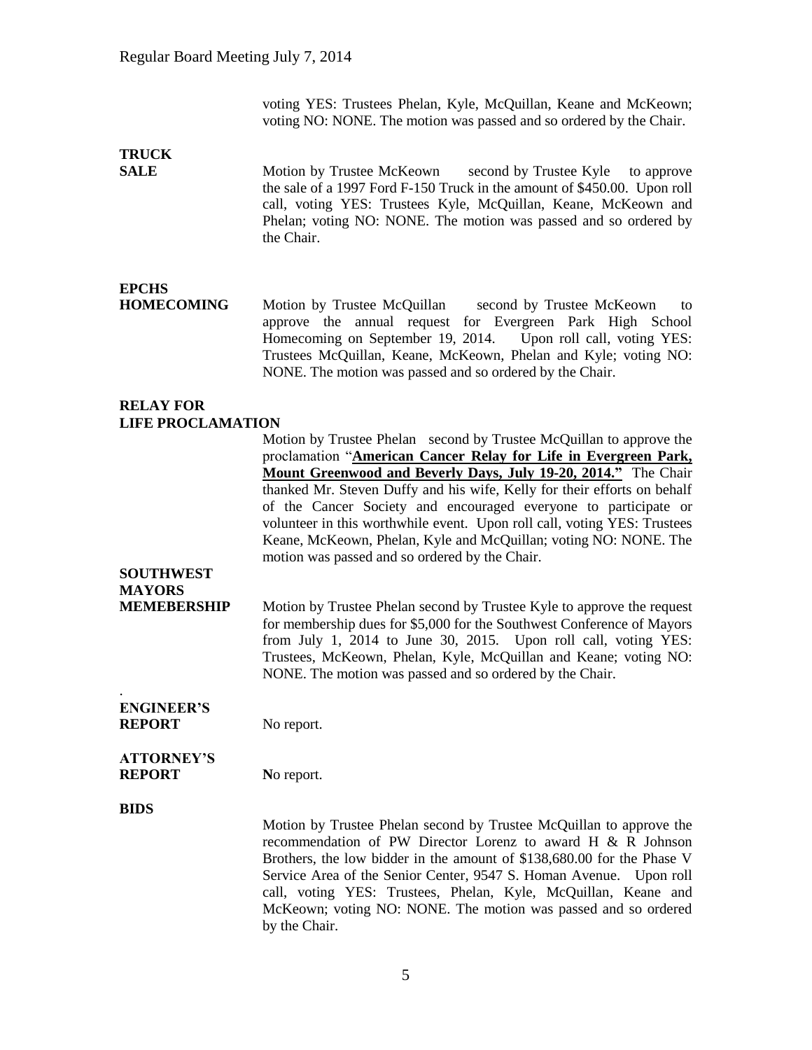voting YES: Trustees Phelan, Kyle, McQuillan, Keane and McKeown; voting NO: NONE. The motion was passed and so ordered by the Chair.

**TRUCK SALE**

Motion by Trustee McKeown second by Trustee Kyle to approve the sale of a 1997 Ford F-150 Truck in the amount of $450.00. Upon roll call, voting YES: Trustees Kyle, McQuillan, Keane, McKeown and Phelan; voting NO: NONE. The motion was passed and so ordered by the Chair.

**EPCHS HOMECOMING**

Motion by Trustee McQuillan second by Trustee McKeown to approve the annual request for Evergreen Park High School Homecoming on September 19, 2014. Upon roll call, voting YES: Trustees McQuillan, Keane, McKeown, Phelan and Kyle; voting NO: NONE. The motion was passed and so ordered by the Chair.

**RELAY FOR LIFE PROCLAMATION**

Motion by Trustee Phelan second by Trustee McQuillan to approve the proclamation "**American Cancer Relay for Life in Evergreen Park, Mount Greenwood and Beverly Days, July 19-20, 2014.**" The Chair thanked Mr. Steven Duffy and his wife, Kelly for their efforts on behalf of the Cancer Society and encouraged everyone to participate or volunteer in this worthwhile event. Upon roll call, voting YES: Trustees Keane, McKeown, Phelan, Kyle and McQuillan; voting NO: NONE. The motion was passed and so ordered by the Chair.

**SOUTHWEST MAYORS MEMEBERSHIP**

Motion by Trustee Phelan second by Trustee Kyle to approve the request for membership dues for $5,000 for the Southwest Conference of Mayors from July 1, 2014 to June 30, 2015. Upon roll call, voting YES: Trustees, McKeown, Phelan, Kyle, McQuillan and Keane; voting NO: NONE. The motion was passed and so ordered by the Chair.

**ENGINEER'S REPORT**

No report.

**ATTORNEY'S REPORT**

No report.

**BIDS**

Motion by Trustee Phelan second by Trustee McQuillan to approve the recommendation of PW Director Lorenz to award H & R Johnson Brothers, the low bidder in the amount of $138,680.00 for the Phase V Service Area of the Senior Center, 9547 S. Homan Avenue. Upon roll call, voting YES: Trustees, Phelan, Kyle, McQuillan, Keane and McKeown; voting NO: NONE. The motion was passed and so ordered by the Chair.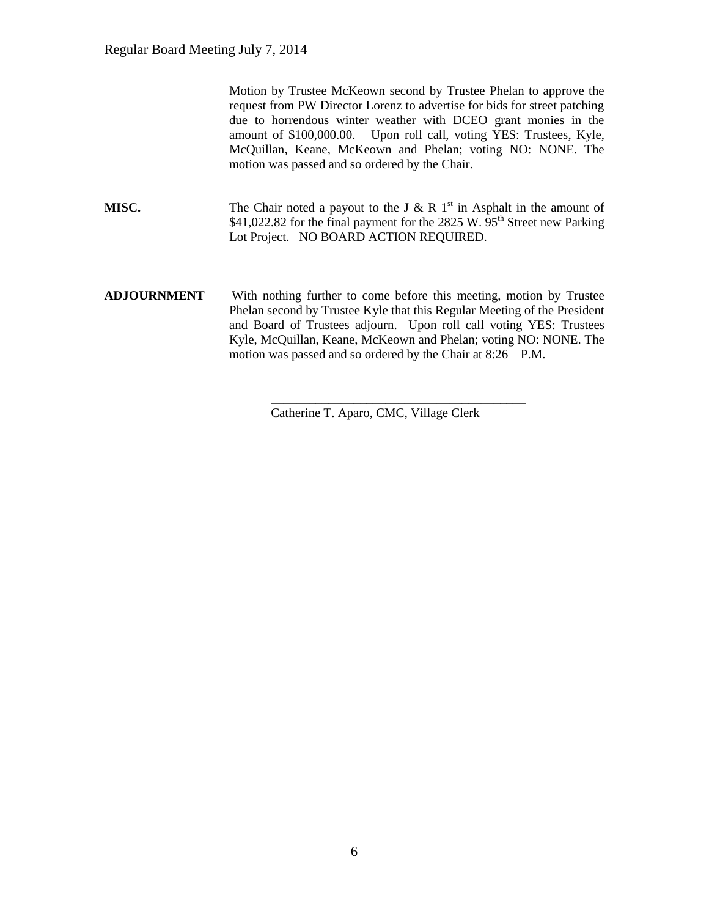Motion by Trustee McKeown second by Trustee Phelan to approve the request from PW Director Lorenz to advertise for bids for street patching due to horrendous winter weather with DCEO grant monies in the amount of $100,000.00. Upon roll call, voting YES: Trustees, Kyle, McQuillan, Keane, McKeown and Phelan; voting NO: NONE. The motion was passed and so ordered by the Chair.

**MISC.** The Chair noted a payout to the J & R 1st in Asphalt in the amount of $41,022.82 for the final payment for the 2825 W. 95th Street new Parking Lot Project. NO BOARD ACTION REQUIRED.

**ADJOURNMENT** With nothing further to come before this meeting, motion by Trustee Phelan second by Trustee Kyle that this Regular Meeting of the President and Board of Trustees adjourn. Upon roll call voting YES: Trustees Kyle, McQuillan, Keane, McKeown and Phelan; voting NO: NONE. The motion was passed and so ordered by the Chair at 8:26 P.M.

\_\_\_\_\_\_\_\_\_\_\_\_\_\_\_\_\_\_\_\_\_\_\_\_\_\_\_\_\_\_\_\_\_\_\_\_\_\_\_\_

Catherine T. Aparo, CMC, Village Clerk